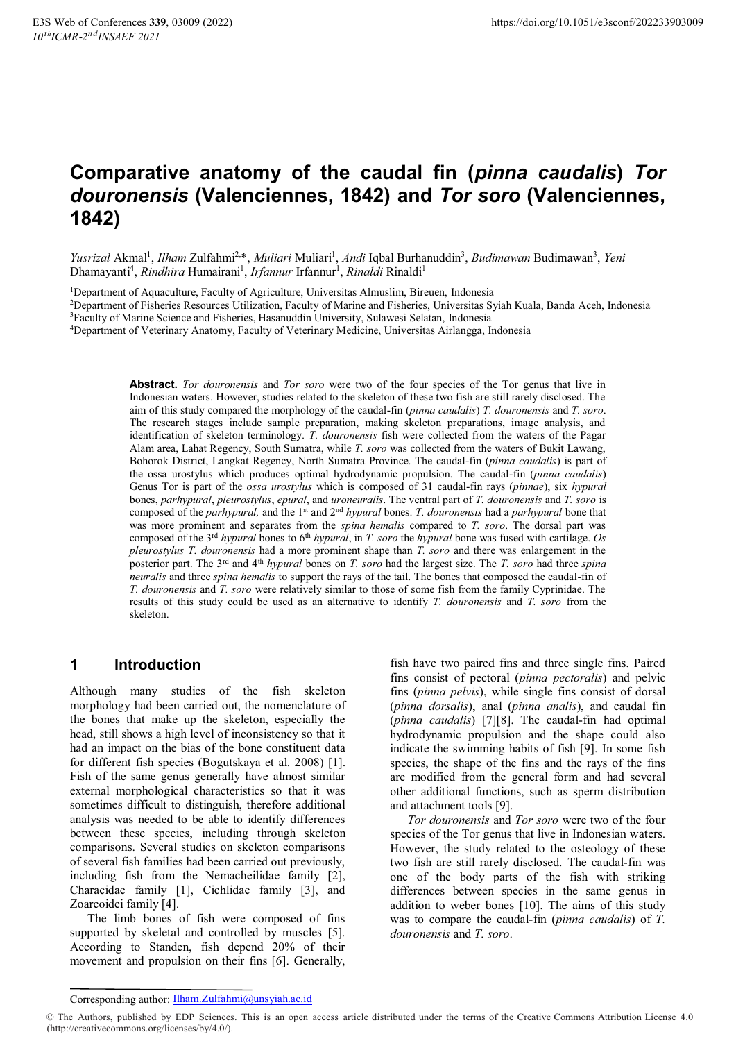# Comparative anatomy of the caudal fin (*pinna caudalis*) *Tor douronensis* (Valenciennes, 1842) and *Tor soro* (Valenciennes, 1842)

*Yusrizal* Akmal[1], *Ilham* Zulfahmi[2,*], *Muliari* Muliari[1], *Andi* Iqbal Burhanuddin[3], *Budimawan* Budimawan[3], *Yeni* Dhamayanti[4], *Rindhira* Humairani[1], *Irfannur* Irfannur[1], *Rinaldi* Rinaldi[1]

[1]Department of Aquaculture, Faculty of Agriculture, Universitas Almuslim, Bireuen, Indonesia
[2]Department of Fisheries Resources Utilization, Faculty of Marine and Fisheries, Universitas Syiah Kuala, Banda Aceh, Indonesia
[3]Faculty of Marine Science and Fisheries, Hasanuddin University, Sulawesi Selatan, Indonesia
[4]Department of Veterinary Anatomy, Faculty of Veterinary Medicine, Universitas Airlangga, Indonesia

**Abstract.** *Tor douronensis* and *Tor soro* were two of the four species of the Tor genus that live in Indonesian waters. However, studies related to the skeleton of these two fish are still rarely disclosed. The aim of this study compared the morphology of the caudal-fin (*pinna caudalis*) *T. douronensis* and *T. soro*. The research stages include sample preparation, making skeleton preparations, image analysis, and identification of skeleton terminology. *T. douronensis* fish were collected from the waters of the Pagar Alam area, Lahat Regency, South Sumatra, while *T. soro* was collected from the waters of Bukit Lawang, Bohorok District, Langkat Regency, North Sumatra Province. The caudal-fin (*pinna caudalis*) is part of the ossa urostylus which produces optimal hydrodynamic propulsion. The caudal-fin (*pinna caudalis*) Genus Tor is part of the *ossa urostylus* which is composed of 31 caudal-fin rays (*pinnae*), six *hypural* bones, *parhypural*, *pleurostylus*, *epural*, and *uroneuralis*. The ventral part of *T. douronensis* and *T. soro* is composed of the *parhypural,* and the 1st and 2nd *hypural* bones. *T. douronensis* had a *parhypural* bone that was more prominent and separates from the *spina hemalis* compared to *T. soro*. The dorsal part was composed of the 3rd *hypural* bones to 6th *hypural*, in *T. soro* the *hypural* bone was fused with cartilage. *Os pleurostylus T. douronensis* had a more prominent shape than *T. soro* and there was enlargement in the posterior part. The 3rd and 4th *hypural* bones on *T. soro* had the largest size. The *T. soro* had three *spina neuralis* and three *spina hemalis* to support the rays of the tail. The bones that composed the caudal-fin of *T. douronensis* and *T. soro* were relatively similar to those of some fish from the family Cyprinidae. The results of this study could be used as an alternative to identify *T. douronensis* and *T. soro* from the skeleton.

## 1 Introduction

Although many studies of the fish skeleton morphology had been carried out, the nomenclature of the bones that make up the skeleton, especially the head, still shows a high level of inconsistency so that it had an impact on the bias of the bone constituent data for different fish species (Bogutskaya et al. 2008) [1]. Fish of the same genus generally have almost similar external morphological characteristics so that it was sometimes difficult to distinguish, therefore additional analysis was needed to be able to identify differences between these species, including through skeleton comparisons. Several studies on skeleton comparisons of several fish families had been carried out previously, including fish from the Nemacheilidae family [2], Characidae family [1], Cichlidae family [3], and Zoarcoidei family [4].

The limb bones of fish were composed of fins supported by skeletal and controlled by muscles [5]. According to Standen, fish depend 20% of their movement and propulsion on their fins [6]. Generally, fish have two paired fins and three single fins. Paired fins consist of pectoral (*pinna pectoralis*) and pelvic fins (*pinna pelvis*), while single fins consist of dorsal (*pinna dorsalis*), anal (*pinna analis*), and caudal fin (*pinna caudalis*) [7][8]. The caudal-fin had optimal hydrodynamic propulsion and the shape could also indicate the swimming habits of fish [9]. In some fish species, the shape of the fins and the rays of the fins are modified from the general form and had several other additional functions, such as sperm distribution and attachment tools [9].

*Tor douronensis* and *Tor soro* were two of the four species of the Tor genus that live in Indonesian waters. However, the study related to the osteology of these two fish are still rarely disclosed. The caudal-fin was one of the body parts of the fish with striking differences between species in the same genus in addition to weber bones [10]. The aims of this study was to compare the caudal-fin (*pinna caudalis*) of *T. douronensis* and *T. soro*.

Corresponding author: Ilham.Zulfahmi@unsyiah.ac.id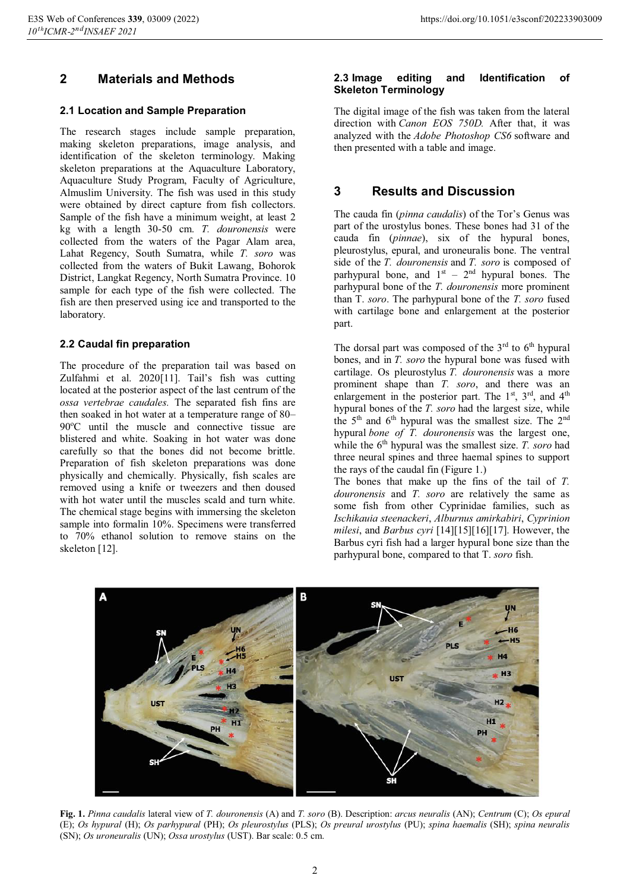## 2 Materials and Methods

### 2.1 Location and Sample Preparation

The research stages include sample preparation, making skeleton preparations, image analysis, and identification of the skeleton terminology. Making skeleton preparations at the Aquaculture Laboratory, Aquaculture Study Program, Faculty of Agriculture, Almuslim University. The fish was used in this study were obtained by direct capture from fish collectors. Sample of the fish have a minimum weight, at least 2 kg with a length 30-50 cm. *T. douronensis* were collected from the waters of the Pagar Alam area, Lahat Regency, South Sumatra, while *T. soro* was collected from the waters of Bukit Lawang, Bohorok District, Langkat Regency, North Sumatra Province. 10 sample for each type of the fish were collected. The fish are then preserved using ice and transported to the laboratory.

### 2.2 Caudal fin preparation

The procedure of the preparation tail was based on Zulfahmi et al. 2020[11]. Tail's fish was cutting located at the posterior aspect of the last centrum of the *ossa vertebrae caudales.* The separated fish fins are then soaked in hot water at a temperature range of 80–90ºC until the muscle and connective tissue are blistered and white. Soaking in hot water was done carefully so that the bones did not become brittle. Preparation of fish skeleton preparations was done physically and chemically. Physically, fish scales are removed using a knife or tweezers and then doused with hot water until the muscles scald and turn white. The chemical stage begins with immersing the skeleton sample into formalin 10%. Specimens were transferred to 70% ethanol solution to remove stains on the skeleton [12].

### 2.3 Image editing and Identification of Skeleton Terminology

The digital image of the fish was taken from the lateral direction with *Canon EOS 750D.* After that, it was analyzed with the *Adobe Photoshop CS6* software and then presented with a table and image.

## 3 Results and Discussion

The cauda fin (*pinna caudalis*) of the Tor's Genus was part of the urostylus bones. These bones had 31 of the cauda fin (*pinnae*), six of the hypural bones, pleurostylus, epural, and uroneuralis bone. The ventral side of the *T. douronensis* and *T. soro* is composed of parhypural bone, and 1st – 2nd hypural bones. The parhypural bone of the *T. douronensis* more prominent than T. *soro*. The parhypural bone of the *T. soro* fused with cartilage bone and enlargement at the posterior part.

The dorsal part was composed of the 3rd to 6th hypural bones, and in *T. soro* the hypural bone was fused with cartilage. Os pleurostylus *T. douronensis* was a more prominent shape than *T. soro*, and there was an enlargement in the posterior part. The 1st, 3rd, and 4th hypural bones of the *T. soro* had the largest size, while the 5th and 6th hypural was the smallest size. The 2nd hypural *bone of T. douronensis* was the largest one, while the 6th hypural was the smallest size. *T. soro* had three neural spines and three haemal spines to support the rays of the caudal fin (Figure 1.)

The bones that make up the fins of the tail of *T. douronensis* and *T. soro* are relatively the same as some fish from other Cyprinidae families, such as *Ischikauia steenackeri*, *Alburnus amirkabiri*, *Cyprinion milesi*, and *Barbus cyri* [14][15][16][17]. However, the Barbus cyri fish had a larger hypural bone size than the parhypural bone, compared to that T. *soro* fish.

**Fig. 1.** *Pinna caudalis* lateral view of *T. douronensis* (A) and *T. soro* (B). Description: *arcus neuralis* (AN); *Centrum* (C); *Os epural* (E); *Os hypural* (H); *Os parhypural* (PH); *Os pleurostylus* (PLS); *Os preural urostylus* (PU); *spina haemalis* (SH); *spina neuralis* (SN); *Os uroneuralis* (UN); *Ossa urostylus* (UST). Bar scale: 0.5 cm.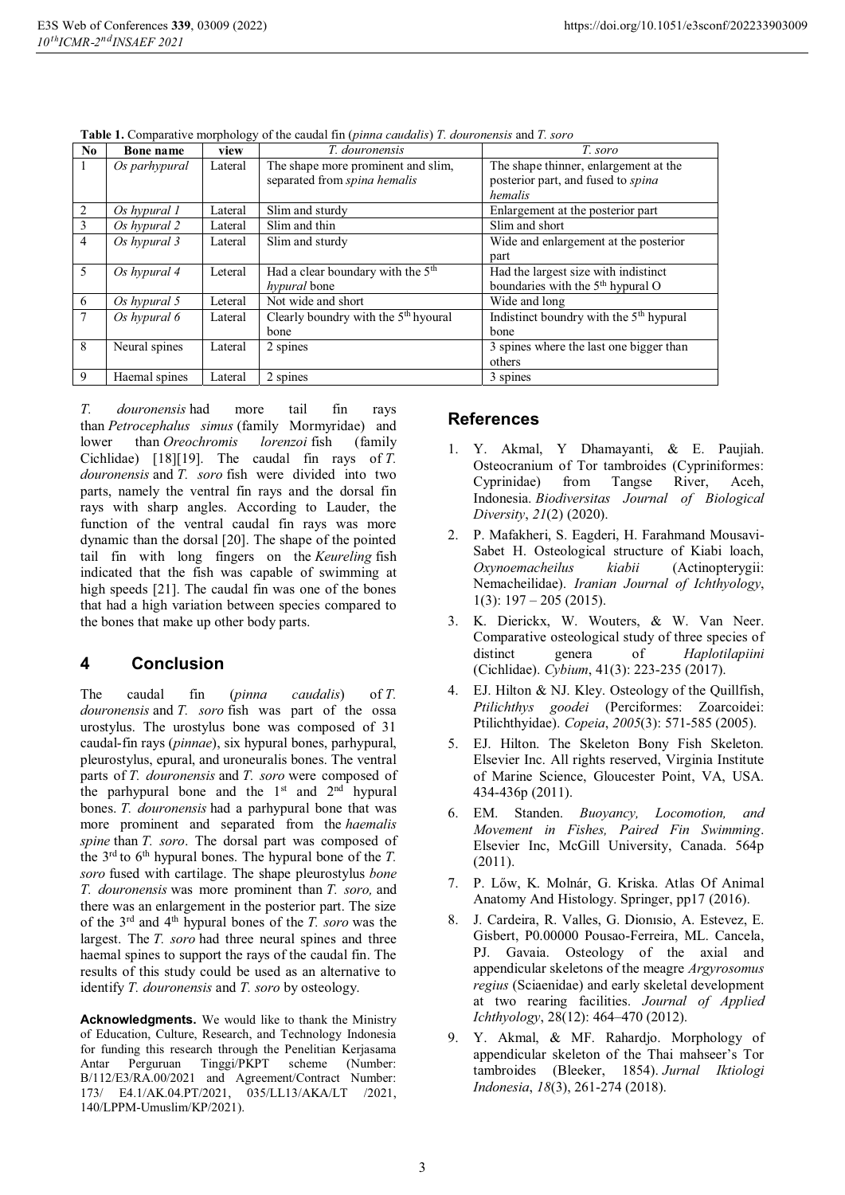**Table 1.** Comparative morphology of the caudal fin (*pinna caudalis*) *T. douronensis* and *T. soro*

| No | Bone name | view | *T. douronensis* | *T. soro* |
|---|---|---|---|---|
| 1 | *Os parhypural* | Lateral | The shape more prominent and slim, separated from *spina hemalis* | The shape thinner, enlargement at the posterior part, and fused to *spina hemalis* |
| 2 | *Os hypural 1* | Lateral | Slim and sturdy | Enlargement at the posterior part |
| 3 | *Os hypural 2* | Lateral | Slim and thin | Slim and short |
| 4 | *Os hypural 3* | Lateral | Slim and sturdy | Wide and enlargement at the posterior part |
| 5 | *Os hypural 4* | Leteral | Had a clear boundary with the 5th *hypural* bone | Had the largest size with indistinct boundaries with the 5th hypural O |
| 6 | *Os hypural 5* | Leteral | Not wide and short | Wide and long |
| 7 | *Os hypural 6* | Lateral | Clearly boundry with the 5th hyoural bone | Indistinct boundry with the 5th hypural bone |
| 8 | Neural spines | Lateral | 2 spines | 3 spines where the last one bigger than others |
| 9 | Haemal spines | Lateral | 2 spines | 3 spines |

*T. douronensis* had more tail fin rays than *Petrocephalus simus* (family Mormyridae) and lower than *Oreochromis lorenzoi* fish (family Cichlidae) [18][19]. The caudal fin rays of *T. douronensis* and *T. soro* fish were divided into two parts, namely the ventral fin rays and the dorsal fin rays with sharp angles. According to Lauder, the function of the ventral caudal fin rays was more dynamic than the dorsal [20]. The shape of the pointed tail fin with long fingers on the *Keureling* fish indicated that the fish was capable of swimming at high speeds [21]. The caudal fin was one of the bones that had a high variation between species compared to the bones that make up other body parts.

## 4 Conclusion

The caudal fin (*pinna caudalis*) of *T. douronensis* and *T. soro* fish was part of the ossa urostylus. The urostylus bone was composed of 31 caudal-fin rays (*pinnae*), six hypural bones, parhypural, pleurostylus, epural, and uroneuralis bones. The ventral parts of *T. douronensis* and *T. soro* were composed of the parhypural bone and the 1st and 2nd hypural bones. *T. douronensis* had a parhypural bone that was more prominent and separated from the *haemalis spine* than *T. soro*. The dorsal part was composed of the 3rd to 6th hypural bones. The hypural bone of the *T. soro* fused with cartilage. The shape pleurostylus *bone T. douronensis* was more prominent than *T. soro,* and there was an enlargement in the posterior part. The size of the 3rd and 4th hypural bones of the *T. soro* was the largest. The *T. soro* had three neural spines and three haemal spines to support the rays of the caudal fin. The results of this study could be used as an alternative to identify *T. douronensis* and *T. soro* by osteology.

**Acknowledgments.** We would like to thank the Ministry of Education, Culture, Research, and Technology Indonesia for funding this research through the Penelitian Kerjasama Antar Perguruan Tinggi/PKPT scheme (Number: B/112/E3/RA.00/2021 and Agreement/Contract Number: 173/ E4.1/AK.04.PT/2021, 035/LL13/AKA/LT /2021, 140/LPPM-Umuslim/KP/2021).

## References

1. Y. Akmal, Y Dhamayanti, & E. Paujiah. Osteocranium of Tor tambroides (Cypriniformes: Cyprinidae) from Tangse River, Aceh, Indonesia. *Biodiversitas Journal of Biological Diversity*, *21*(2) (2020).
2. P. Mafakheri, S. Eagderi, H. Farahmand Mousavi-Sabet H. Osteological structure of Kiabi loach, *Oxynoemacheilus kiabii* (Actinopterygii: Nemacheilidae). *Iranian Journal of Ichthyology*, 1(3): 197 – 205 (2015).
3. K. Dierickx, W. Wouters, & W. Van Neer. Comparative osteological study of three species of distinct genera of *Haplotilapiini* (Cichlidae). *Cybium*, 41(3): 223-235 (2017).
4. EJ. Hilton & NJ. Kley. Osteology of the Quillfish, *Ptilichthys goodei* (Perciformes: Zoarcoidei: Ptilichthyidae). *Copeia*, *2005*(3): 571-585 (2005).
5. EJ. Hilton. The Skeleton Bony Fish Skeleton. Elsevier Inc. All rights reserved, Virginia Institute of Marine Science, Gloucester Point, VA, USA. 434-436p (2011).
6. EM. Standen. *Buoyancy, Locomotion, and Movement in Fishes, Paired Fin Swimming*. Elsevier Inc, McGill University, Canada. 564p (2011).
7. P. Lőw, K. Molnár, G. Kriska. Atlas Of Animal Anatomy And Histology. Springer, pp17 (2016).
8. J. Cardeira, R. Valles, G. Dionısio, A. Estevez, E. Gisbert, P0.00000 Pousao-Ferreira, ML. Cancela, PJ. Gavaia. Osteology of the axial and appendicular skeletons of the meagre *Argyrosomus regius* (Sciaenidae) and early skeletal development at two rearing facilities. *Journal of Applied Ichthyology*, 28(12): 464–470 (2012).
9. Y. Akmal, & MF. Rahardjo. Morphology of appendicular skeleton of the Thai mahseer's Tor tambroides (Bleeker, 1854). *Jurnal Iktiologi Indonesia*, *18*(3), 261-274 (2018).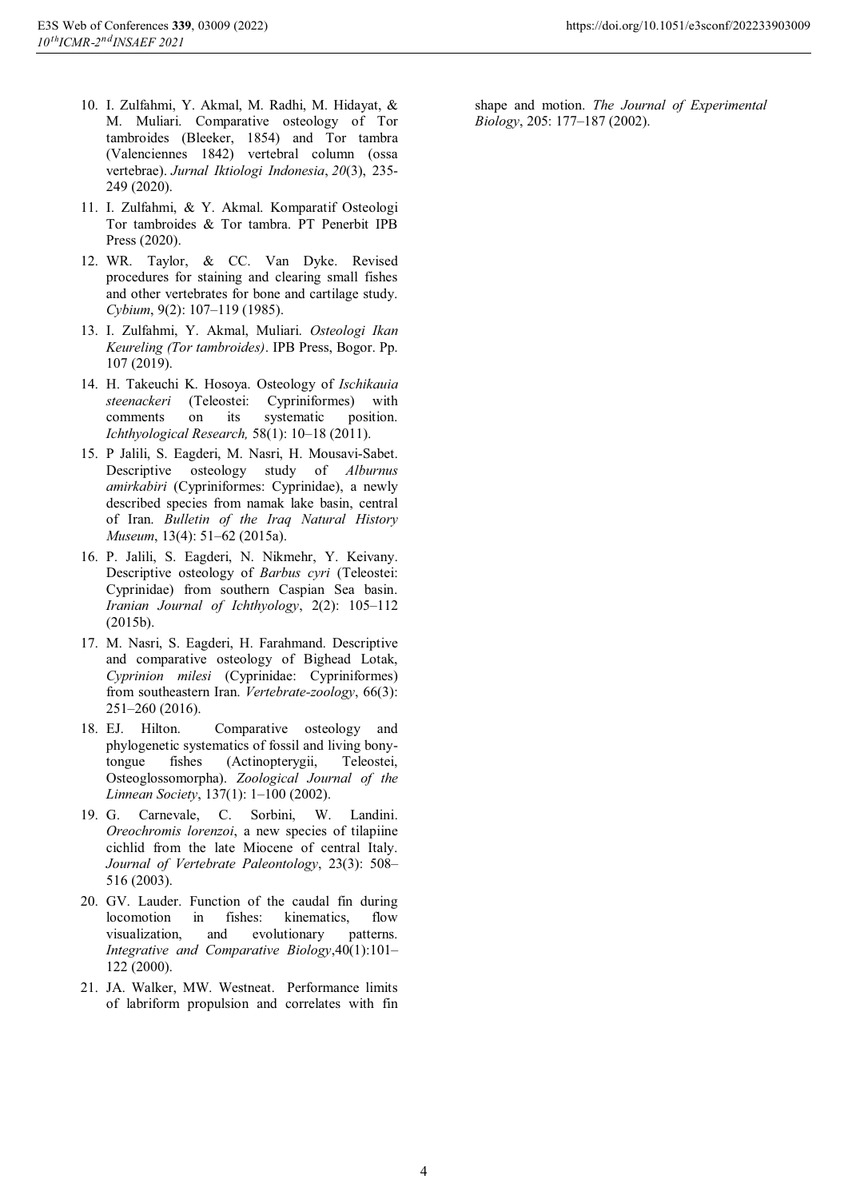10. I. Zulfahmi, Y. Akmal, M. Radhi, M. Hidayat, & M. Muliari. Comparative osteology of Tor tambroides (Bleeker, 1854) and Tor tambra (Valenciennes 1842) vertebral column (ossa vertebrae). *Jurnal Iktiologi Indonesia*, *20*(3), 235-249 (2020).
11. I. Zulfahmi, & Y. Akmal. Komparatif Osteologi Tor tambroides & Tor tambra. PT Penerbit IPB Press (2020).
12. WR. Taylor, & CC. Van Dyke. Revised procedures for staining and clearing small fishes and other vertebrates for bone and cartilage study. *Cybium*, 9(2): 107–119 (1985).
13. I. Zulfahmi, Y. Akmal, Muliari. *Osteologi Ikan Keureling (Tor tambroides)*. IPB Press, Bogor. Pp. 107 (2019).
14. H. Takeuchi K. Hosoya. Osteology of *Ischikauia steenackeri* (Teleostei: Cypriniformes) with comments on its systematic position. *Ichthyological Research,* 58(1): 10–18 (2011).
15. P Jalili, S. Eagderi, M. Nasri, H. Mousavi-Sabet. Descriptive osteology study of *Alburnus amirkabiri* (Cypriniformes: Cyprinidae), a newly described species from namak lake basin, central of Iran. *Bulletin of the Iraq Natural History Museum*, 13(4): 51–62 (2015a).
16. P. Jalili, S. Eagderi, N. Nikmehr, Y. Keivany. Descriptive osteology of *Barbus cyri* (Teleostei: Cyprinidae) from southern Caspian Sea basin. *Iranian Journal of Ichthyology*, 2(2): 105–112 (2015b).
17. M. Nasri, S. Eagderi, H. Farahmand. Descriptive and comparative osteology of Bighead Lotak, *Cyprinion milesi* (Cyprinidae: Cypriniformes) from southeastern Iran. *Vertebrate-zoology*, 66(3): 251–260 (2016).
18. EJ. Hilton. Comparative osteology and phylogenetic systematics of fossil and living bony-tongue fishes (Actinopterygii, Teleostei, Osteoglossomorpha). *Zoological Journal of the Linnean Society*, 137(1): 1–100 (2002).
19. G. Carnevale, C. Sorbini, W. Landini. *Oreochromis lorenzoi*, a new species of tilapiine cichlid from the late Miocene of central Italy. *Journal of Vertebrate Paleontology*, 23(3): 508–516 (2003).
20. GV. Lauder. Function of the caudal fin during locomotion in fishes: kinematics, flow visualization, and evolutionary patterns. *Integrative and Comparative Biology*,40(1):101–122 (2000).
21. JA. Walker, MW. Westneat. Performance limits of labriform propulsion and correlates with fin shape and motion. *The Journal of Experimental Biology*, 205: 177–187 (2002).